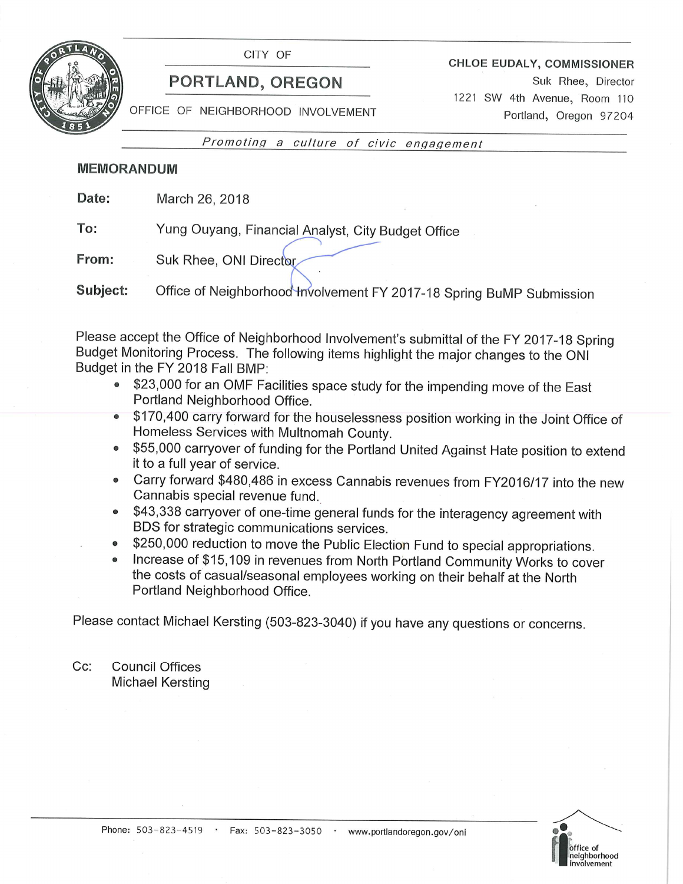CITY OF

**PORTLAND, OREGON**

OFFICE OF NEIGHBORHOOD INVOLVEMENT

**CHLOE EUDALY, COMMISSIONER**
Suk Rhee, Director
1221 SW 4th Avenue, Room 110
Portland, Oregon 97204

*Promoting a culture of civic engagement*

## MEMORANDUM

**Date:** March 26, 2018

**To:** Yung Ouyang, Financial Analyst, City Budget Office

**From:** Suk Rhee, ONI Director

**Subject:** Office of Neighborhood Involvement FY 2017-18 Spring BuMP Submission

Please accept the Office of Neighborhood Involvement's submittal of the FY 2017-18 Spring Budget Monitoring Process. The following items highlight the major changes to the ONI Budget in the FY 2018 Fall BMP:

- $23,000 for an OMF Facilities space study for the impending move of the East Portland Neighborhood Office.
- $170,400 carry forward for the houselessness position working in the Joint Office of Homeless Services with Multnomah County.
- $55,000 carryover of funding for the Portland United Against Hate position to extend it to a full year of service.
- Carry forward $480,486 in excess Cannabis revenues from FY2016/17 into the new Cannabis special revenue fund.
- $43,338 carryover of one-time general funds for the interagency agreement with BDS for strategic communications services.
- $250,000 reduction to move the Public Election Fund to special appropriations.
- Increase of $15,109 in revenues from North Portland Community Works to cover the costs of casual/seasonal employees working on their behalf at the North Portland Neighborhood Office.

Please contact Michael Kersting (503-823-3040) if you have any questions or concerns.

Cc: Council Offices
Michael Kersting

Phone: 503-823-4519 · Fax: 503-823-3050 · www.portlandoregon.gov/oni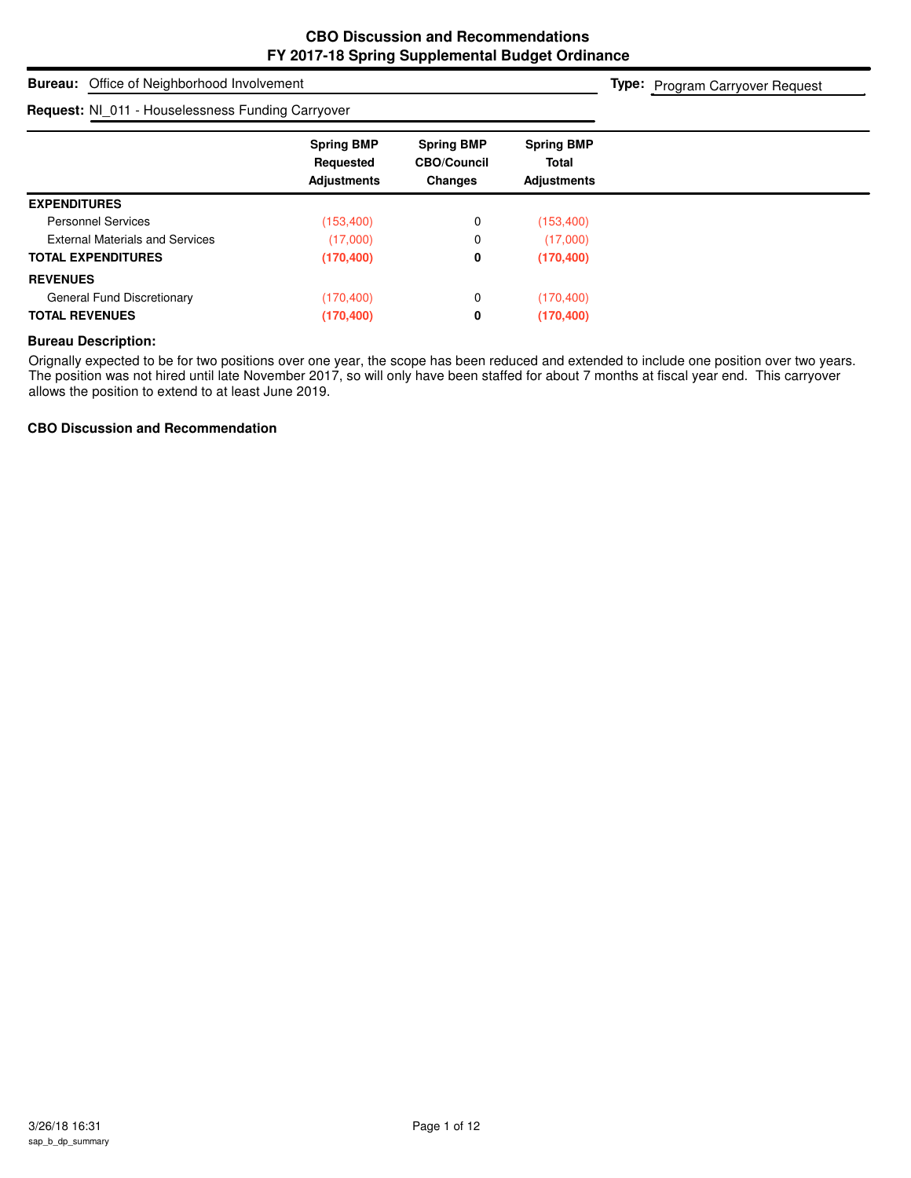# CBO Discussion and Recommendations
## FY 2017-18 Spring Supplemental Budget Ordinance

**Bureau:** Office of Neighborhood Involvement

**Type:** Program Carryover Request

**Request:** NI_011 - Houselessness Funding Carryover

| | Spring BMP Requested Adjustments | Spring BMP CBO/Council Changes | Spring BMP Total Adjustments |
|---|---|---|---|
| **EXPENDITURES** | | | |
| Personnel Services | (153,400) | 0 | (153,400) |
| External Materials and Services | (17,000) | 0 | (17,000) |
| **TOTAL EXPENDITURES** | **(170,400)** | **0** | **(170,400)** |
| **REVENUES** | | | |
| General Fund Discretionary | (170,400) | 0 | (170,400) |
| **TOTAL REVENUES** | **(170,400)** | **0** | **(170,400)** |

**Bureau Description:**

Orignally expected to be for two positions over one year, the scope has been reduced and extended to include one position over two years. The position was not hired until late November 2017, so will only have been staffed for about 7 months at fiscal year end. This carryover allows the position to extend to at least June 2019.

**CBO Discussion and Recommendation**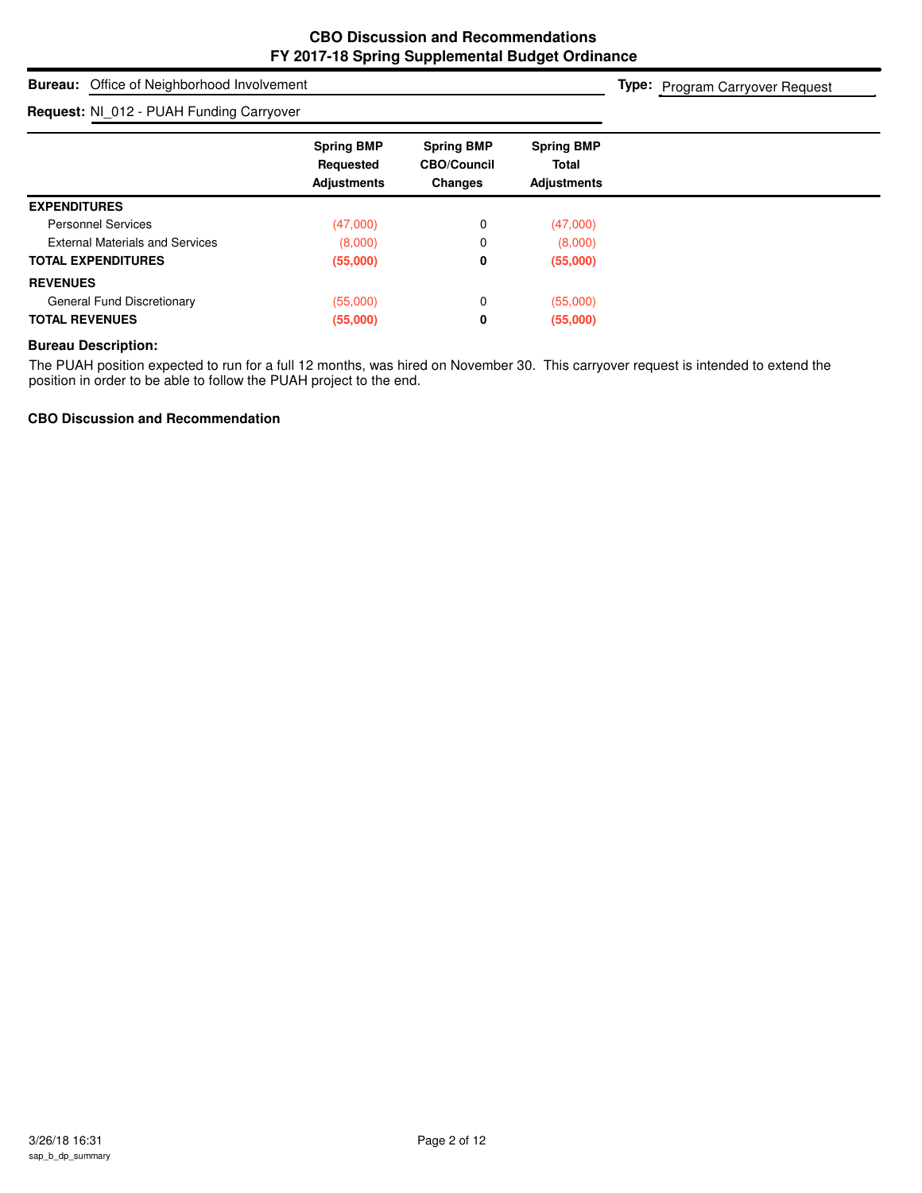## CBO Discussion and Recommendations
## FY 2017-18 Spring Supplemental Budget Ordinance

**Bureau:** Office of Neighborhood Involvement

**Type:** Program Carryover Request

**Request:** NI_012 - PUAH Funding Carryover

| | Spring BMP Requested Adjustments | Spring BMP CBO/Council Changes | Spring BMP Total Adjustments |
|---|---|---|---|
| **EXPENDITURES** | | | |
| Personnel Services | (47,000) | 0 | (47,000) |
| External Materials and Services | (8,000) | 0 | (8,000) |
| **TOTAL EXPENDITURES** | **(55,000)** | **0** | **(55,000)** |
| **REVENUES** | | | |
| General Fund Discretionary | (55,000) | 0 | (55,000) |
| **TOTAL REVENUES** | **(55,000)** | **0** | **(55,000)** |

**Bureau Description:**

The PUAH position expected to run for a full 12 months, was hired on November 30. This carryover request is intended to extend the position in order to be able to follow the PUAH project to the end.

**CBO Discussion and Recommendation**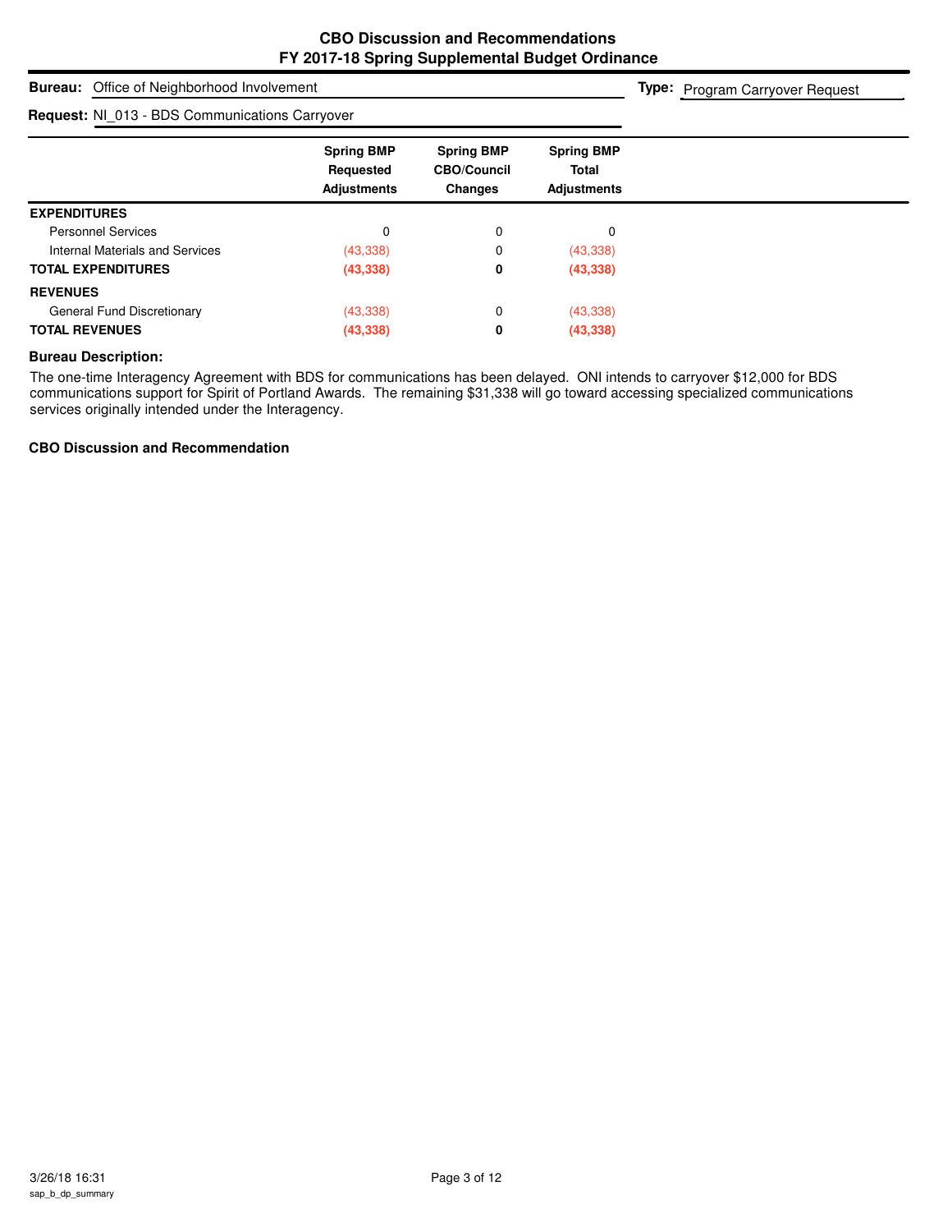# CBO Discussion and Recommendations
## FY 2017-18 Spring Supplemental Budget Ordinance

**Bureau:** Office of Neighborhood Involvement

**Type:** Program Carryover Request

**Request:** NI_013 - BDS Communications Carryover

| | Spring BMP Requested Adjustments | Spring BMP CBO/Council Changes | Spring BMP Total Adjustments |
|---|---|---|---|
| **EXPENDITURES** | | | |
| Personnel Services | 0 | 0 | 0 |
| Internal Materials and Services | (43,338) | 0 | (43,338) |
| **TOTAL EXPENDITURES** | **(43,338)** | **0** | **(43,338)** |
| **REVENUES** | | | |
| General Fund Discretionary | (43,338) | 0 | (43,338) |
| **TOTAL REVENUES** | **(43,338)** | **0** | **(43,338)** |

**Bureau Description:**

The one-time Interagency Agreement with BDS for communications has been delayed. ONI intends to carryover $12,000 for BDS communications support for Spirit of Portland Awards. The remaining $31,338 will go toward accessing specialized communications services originally intended under the Interagency.

**CBO Discussion and Recommendation**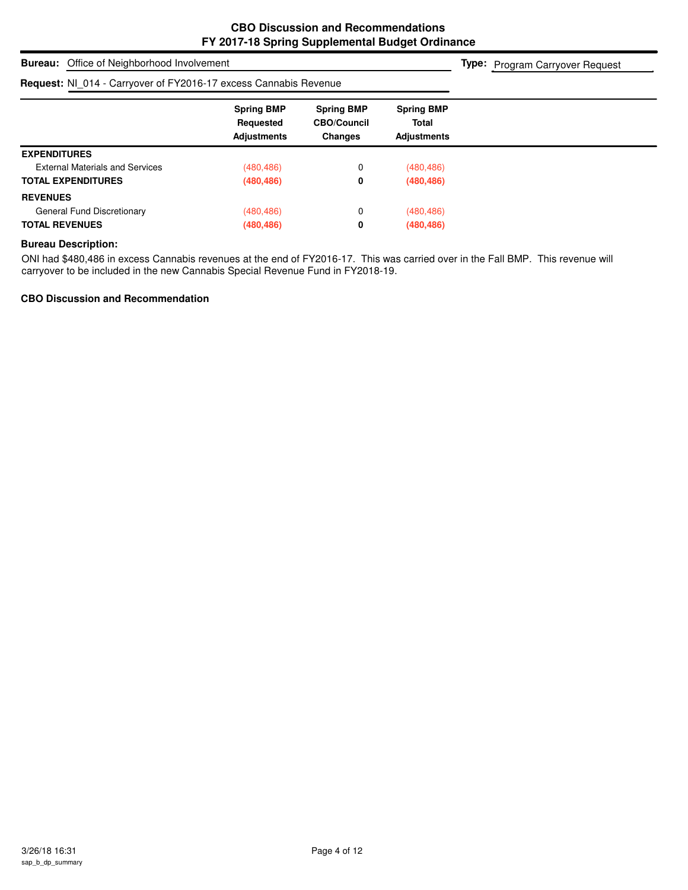# CBO Discussion and Recommendations
## FY 2017-18 Spring Supplemental Budget Ordinance

**Bureau:** Office of Neighborhood Involvement

**Type:** Program Carryover Request

**Request:** NI_014 - Carryover of FY2016-17 excess Cannabis Revenue

| | Spring BMP Requested Adjustments | Spring BMP CBO/Council Changes | Spring BMP Total Adjustments |
|---|---|---|---|
| **EXPENDITURES** | | | |
| External Materials and Services | (480,486) | 0 | (480,486) |
| **TOTAL EXPENDITURES** | **(480,486)** | **0** | **(480,486)** |
| **REVENUES** | | | |
| General Fund Discretionary | (480,486) | 0 | (480,486) |
| **TOTAL REVENUES** | **(480,486)** | **0** | **(480,486)** |

**Bureau Description:**

ONI had $480,486 in excess Cannabis revenues at the end of FY2016-17. This was carried over in the Fall BMP. This revenue will carryover to be included in the new Cannabis Special Revenue Fund in FY2018-19.

**CBO Discussion and Recommendation**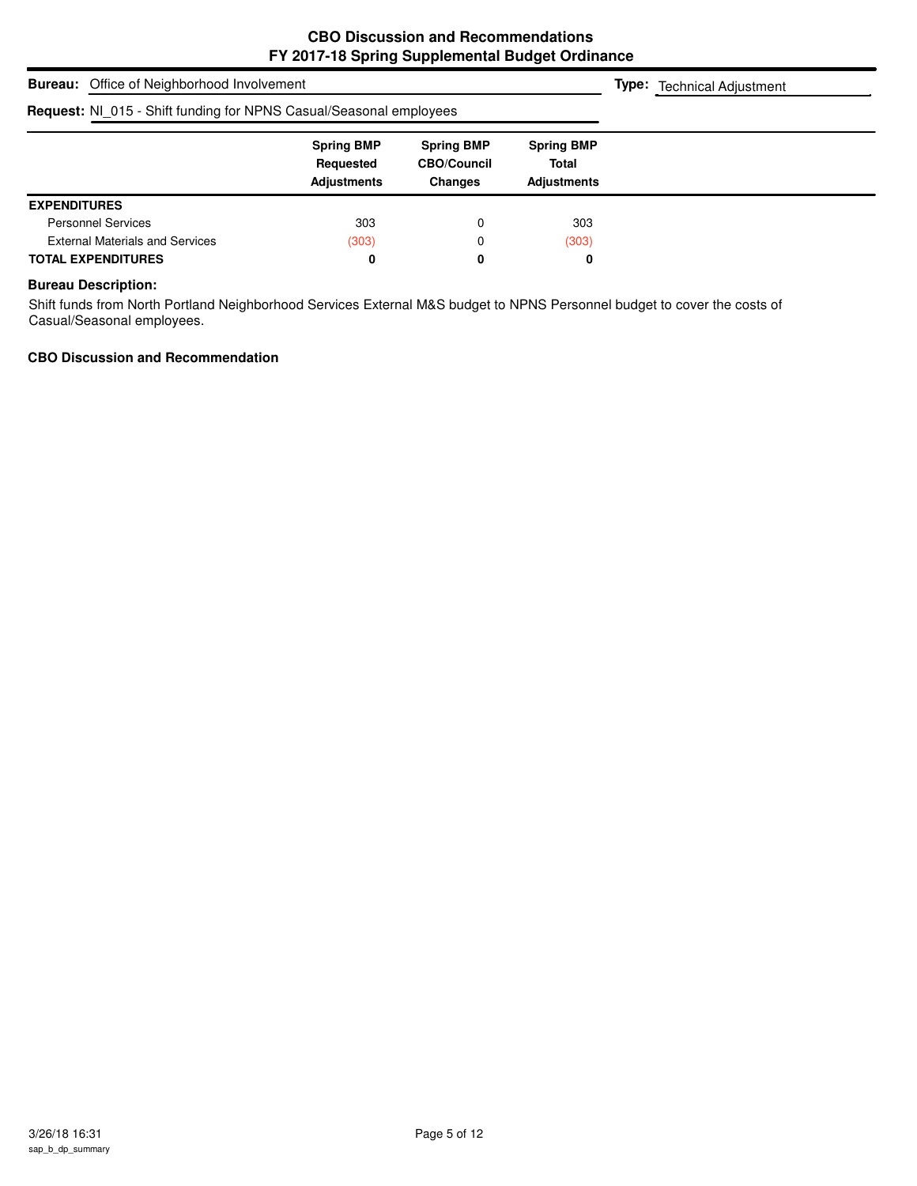# CBO Discussion and Recommendations
## FY 2017-18 Spring Supplemental Budget Ordinance

**Bureau:** Office of Neighborhood Involvement

**Type:** Technical Adjustment

**Request:** NI_015 - Shift funding for NPNS Casual/Seasonal employees

| | Spring BMP Requested Adjustments | Spring BMP CBO/Council Changes | Spring BMP Total Adjustments |
|---|---|---|---|
| **EXPENDITURES** | | | |
| Personnel Services | 303 | 0 | 303 |
| External Materials and Services | (303) | 0 | (303) |
| **TOTAL EXPENDITURES** | **0** | **0** | **0** |

**Bureau Description:**

Shift funds from North Portland Neighborhood Services External M&S budget to NPNS Personnel budget to cover the costs of Casual/Seasonal employees.

**CBO Discussion and Recommendation**

3/26/18 16:31
sap_b_dp_summary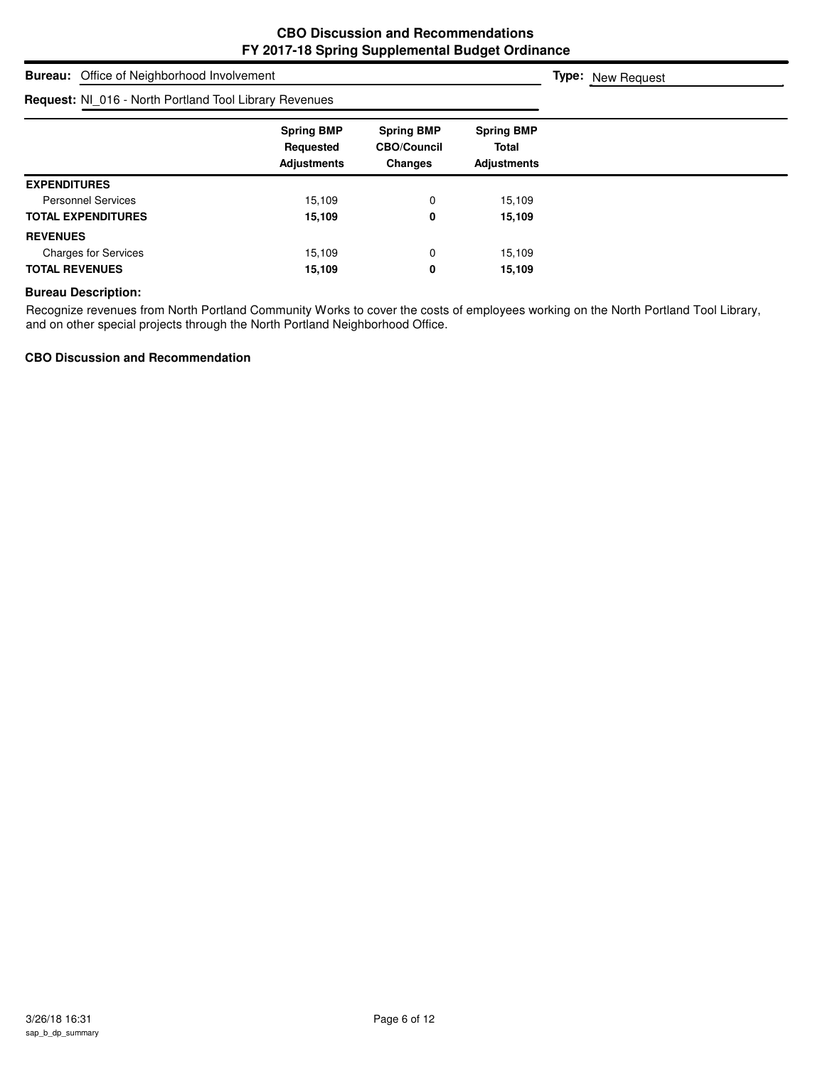# CBO Discussion and Recommendations
## FY 2017-18 Spring Supplemental Budget Ordinance

**Bureau:** Office of Neighborhood Involvement

**Type:** New Request

**Request:** NI_016 - North Portland Tool Library Revenues

| | Spring BMP Requested Adjustments | Spring BMP CBO/Council Changes | Spring BMP Total Adjustments |
|---|---|---|---|
| **EXPENDITURES** | | | |
| Personnel Services | 15,109 | 0 | 15,109 |
| **TOTAL EXPENDITURES** | **15,109** | **0** | **15,109** |
| **REVENUES** | | | |
| Charges for Services | 15,109 | 0 | 15,109 |
| **TOTAL REVENUES** | **15,109** | **0** | **15,109** |

**Bureau Description:**

Recognize revenues from North Portland Community Works to cover the costs of employees working on the North Portland Tool Library, and on other special projects through the North Portland Neighborhood Office.

**CBO Discussion and Recommendation**

3/26/18 16:31
sap_b_dp_summary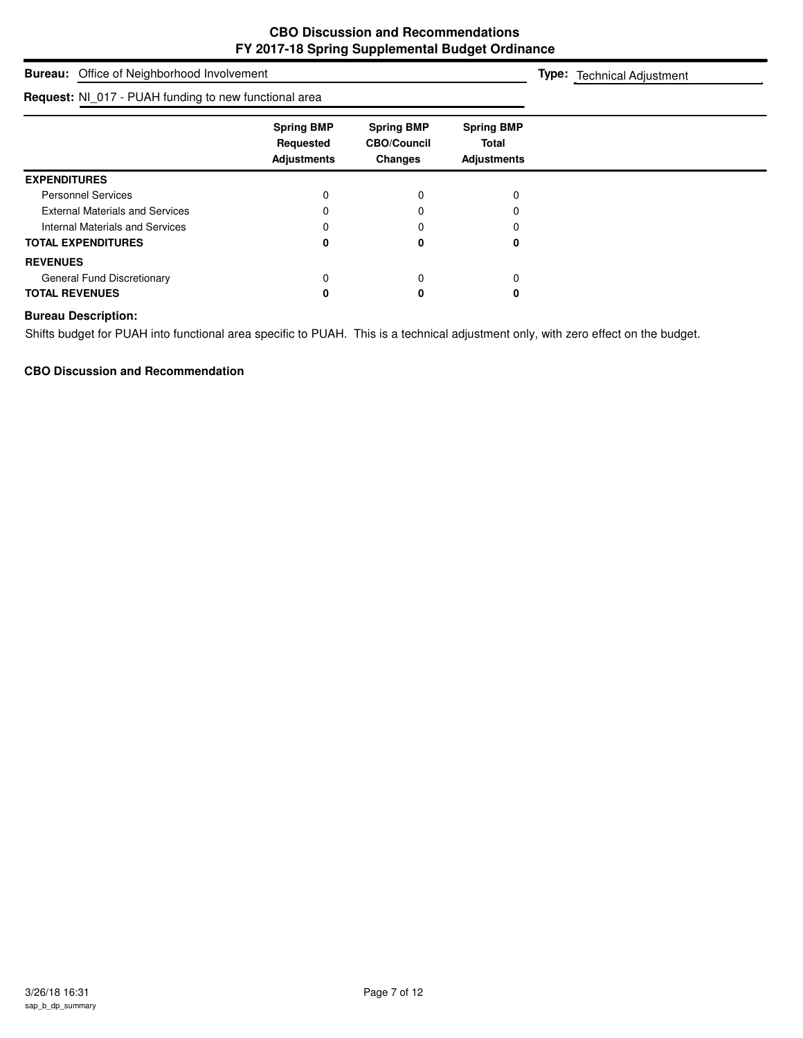**CBO Discussion and Recommendations**
**FY 2017-18 Spring Supplemental Budget Ordinance**

**Bureau:** Office of Neighborhood Involvement

**Type:** Technical Adjustment

**Request:** NI_017 - PUAH funding to new functional area

| | Spring BMP Requested Adjustments | Spring BMP CBO/Council Changes | Spring BMP Total Adjustments |
|---|---|---|---|
| **EXPENDITURES** | | | |
| Personnel Services | 0 | 0 | 0 |
| External Materials and Services | 0 | 0 | 0 |
| Internal Materials and Services | 0 | 0 | 0 |
| **TOTAL EXPENDITURES** | **0** | **0** | **0** |
| **REVENUES** | | | |
| General Fund Discretionary | 0 | 0 | 0 |
| **TOTAL REVENUES** | **0** | **0** | **0** |

**Bureau Description:**

Shifts budget for PUAH into functional area specific to PUAH. This is a technical adjustment only, with zero effect on the budget.

**CBO Discussion and Recommendation**

3/26/18 16:31
sap_b_dp_summary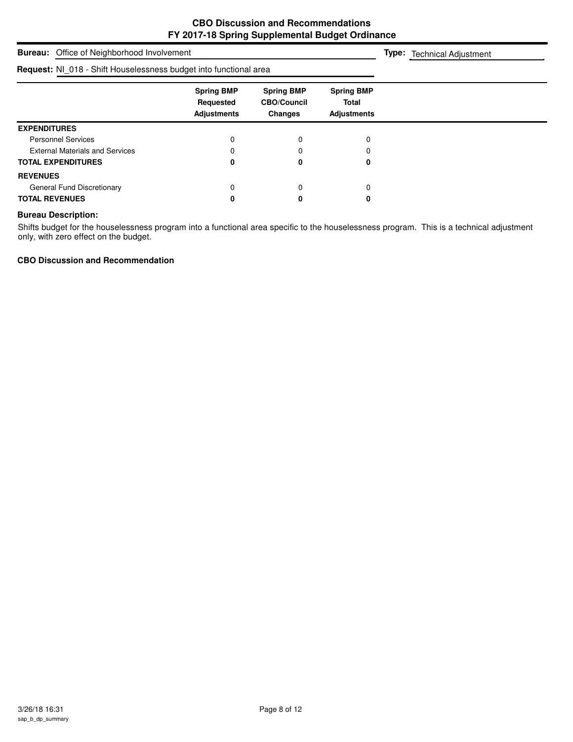# CBO Discussion and Recommendations
## FY 2017-18 Spring Supplemental Budget Ordinance

**Bureau:** Office of Neighborhood Involvement

**Type:** Technical Adjustment

**Request:** NI_018 - Shift Houselessness budget into functional area

| | Spring BMP Requested Adjustments | Spring BMP CBO/Council Changes | Spring BMP Total Adjustments |
|---|---|---|---|
| **EXPENDITURES** | | | |
| Personnel Services | 0 | 0 | 0 |
| External Materials and Services | 0 | 0 | 0 |
| **TOTAL EXPENDITURES** | **0** | **0** | **0** |
| **REVENUES** | | | |
| General Fund Discretionary | 0 | 0 | 0 |
| **TOTAL REVENUES** | **0** | **0** | **0** |

**Bureau Description:**

Shifts budget for the houselessness program into a functional area specific to the houselessness program. This is a technical adjustment only, with zero effect on the budget.

**CBO Discussion and Recommendation**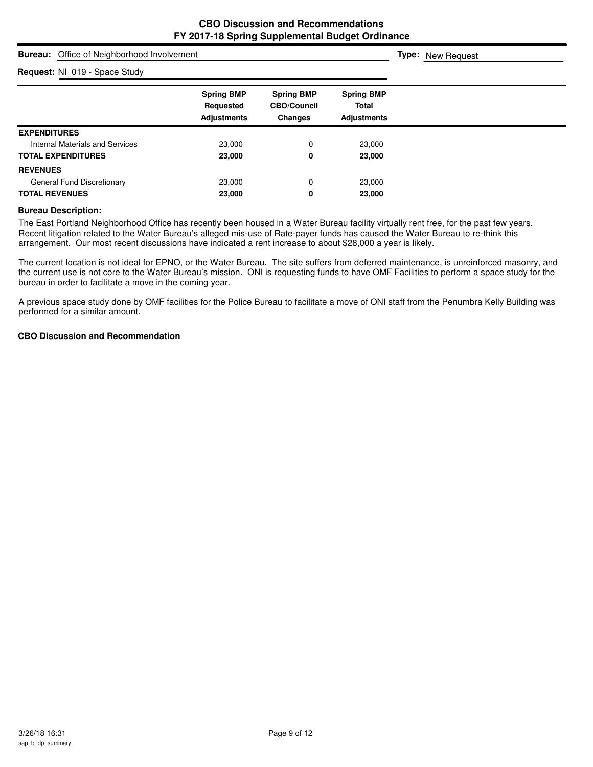# CBO Discussion and Recommendations
## FY 2017-18 Spring Supplemental Budget Ordinance

**Bureau:** Office of Neighborhood Involvement

**Type:** New Request

**Request:** NI_019 - Space Study

| | Spring BMP Requested Adjustments | Spring BMP CBO/Council Changes | Spring BMP Total Adjustments |
|---|---|---|---|
| **EXPENDITURES** | | | |
| Internal Materials and Services | 23,000 | 0 | 23,000 |
| **TOTAL EXPENDITURES** | **23,000** | **0** | **23,000** |
| **REVENUES** | | | |
| General Fund Discretionary | 23,000 | 0 | 23,000 |
| **TOTAL REVENUES** | **23,000** | **0** | **23,000** |

**Bureau Description:**

The East Portland Neighborhood Office has recently been housed in a Water Bureau facility virtually rent free, for the past few years. Recent litigation related to the Water Bureau's alleged mis-use of Rate-payer funds has caused the Water Bureau to re-think this arrangement. Our most recent discussions have indicated a rent increase to about $28,000 a year is likely.

The current location is not ideal for EPNO, or the Water Bureau. The site suffers from deferred maintenance, is unreinforced masonry, and the current use is not core to the Water Bureau's mission. ONI is requesting funds to have OMF Facilities to perform a space study for the bureau in order to facilitate a move in the coming year.

A previous space study done by OMF facilities for the Police Bureau to facilitate a move of ONI staff from the Penumbra Kelly Building was performed for a similar amount.

**CBO Discussion and Recommendation**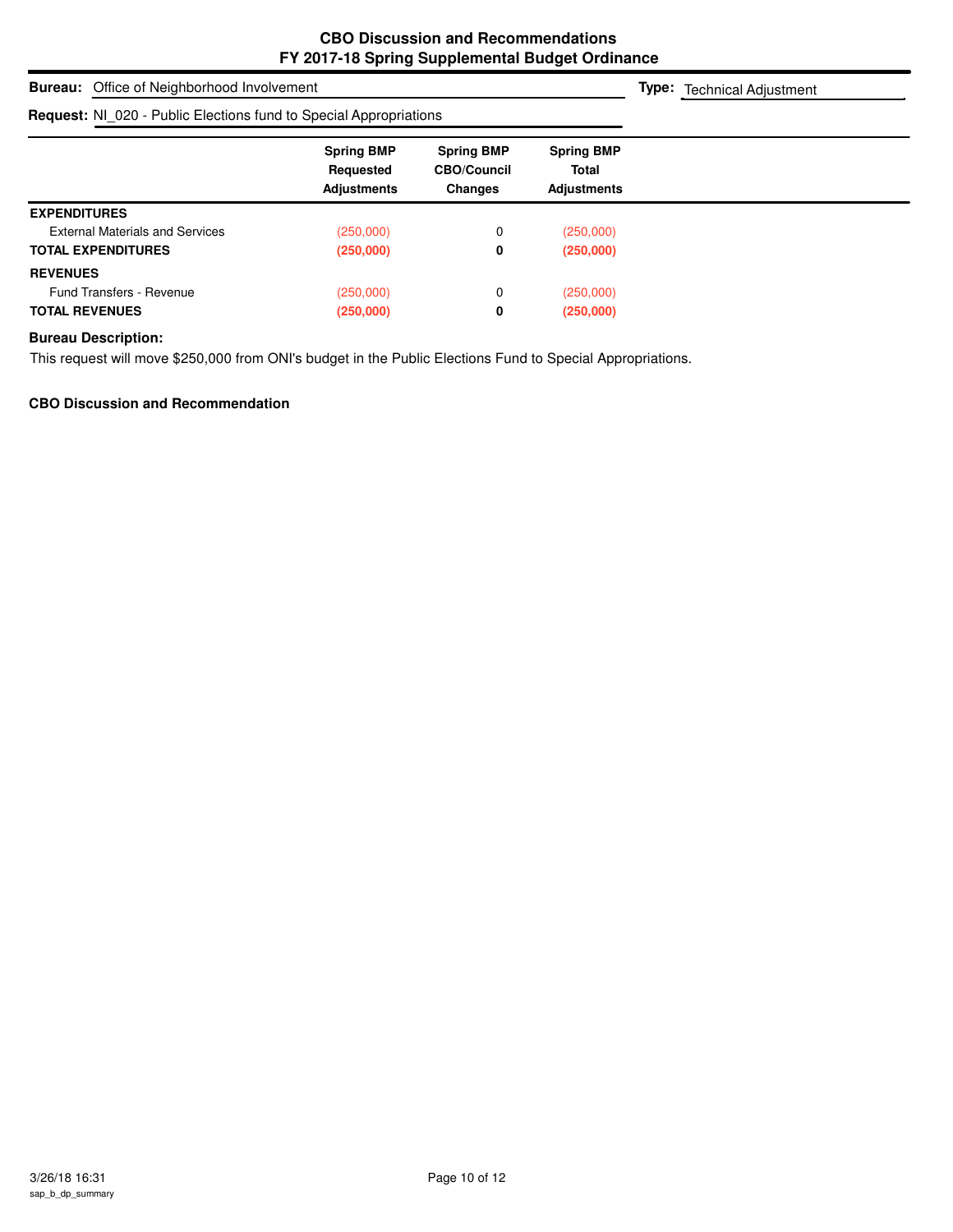## CBO Discussion and Recommendations
## FY 2017-18 Spring Supplemental Budget Ordinance

**Bureau:** Office of Neighborhood Involvement

**Type:** Technical Adjustment

**Request:** NI_020 - Public Elections fund to Special Appropriations

| | Spring BMP Requested Adjustments | Spring BMP CBO/Council Changes | Spring BMP Total Adjustments |
|---|---|---|---|
| **EXPENDITURES** | | | |
| External Materials and Services | (250,000) | 0 | (250,000) |
| **TOTAL EXPENDITURES** | **(250,000)** | **0** | **(250,000)** |
| **REVENUES** | | | |
| Fund Transfers - Revenue | (250,000) | 0 | (250,000) |
| **TOTAL REVENUES** | **(250,000)** | **0** | **(250,000)** |

**Bureau Description:**

This request will move $250,000 from ONI's budget in the Public Elections Fund to Special Appropriations.

**CBO Discussion and Recommendation**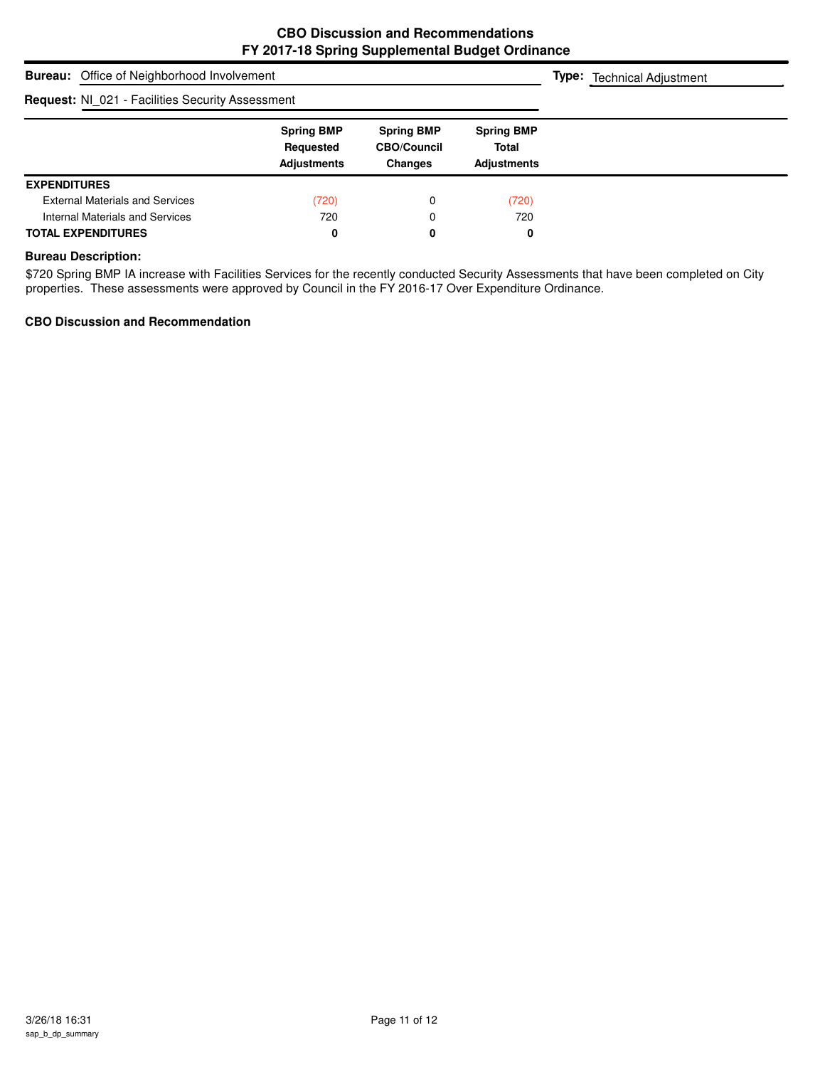## CBO Discussion and Recommendations
## FY 2017-18 Spring Supplemental Budget Ordinance

**Bureau:** Office of Neighborhood Involvement

**Type:** Technical Adjustment

**Request:** NI_021 - Facilities Security Assessment

| | Spring BMP Requested Adjustments | Spring BMP CBO/Council Changes | Spring BMP Total Adjustments |
|---|---|---|---|
| **EXPENDITURES** | | | |
| External Materials and Services | (720) | 0 | (720) |
| Internal Materials and Services | 720 | 0 | 720 |
| **TOTAL EXPENDITURES** | **0** | **0** | **0** |

**Bureau Description:**

$720 Spring BMP IA increase with Facilities Services for the recently conducted Security Assessments that have been completed on City properties. These assessments were approved by Council in the FY 2016-17 Over Expenditure Ordinance.

**CBO Discussion and Recommendation**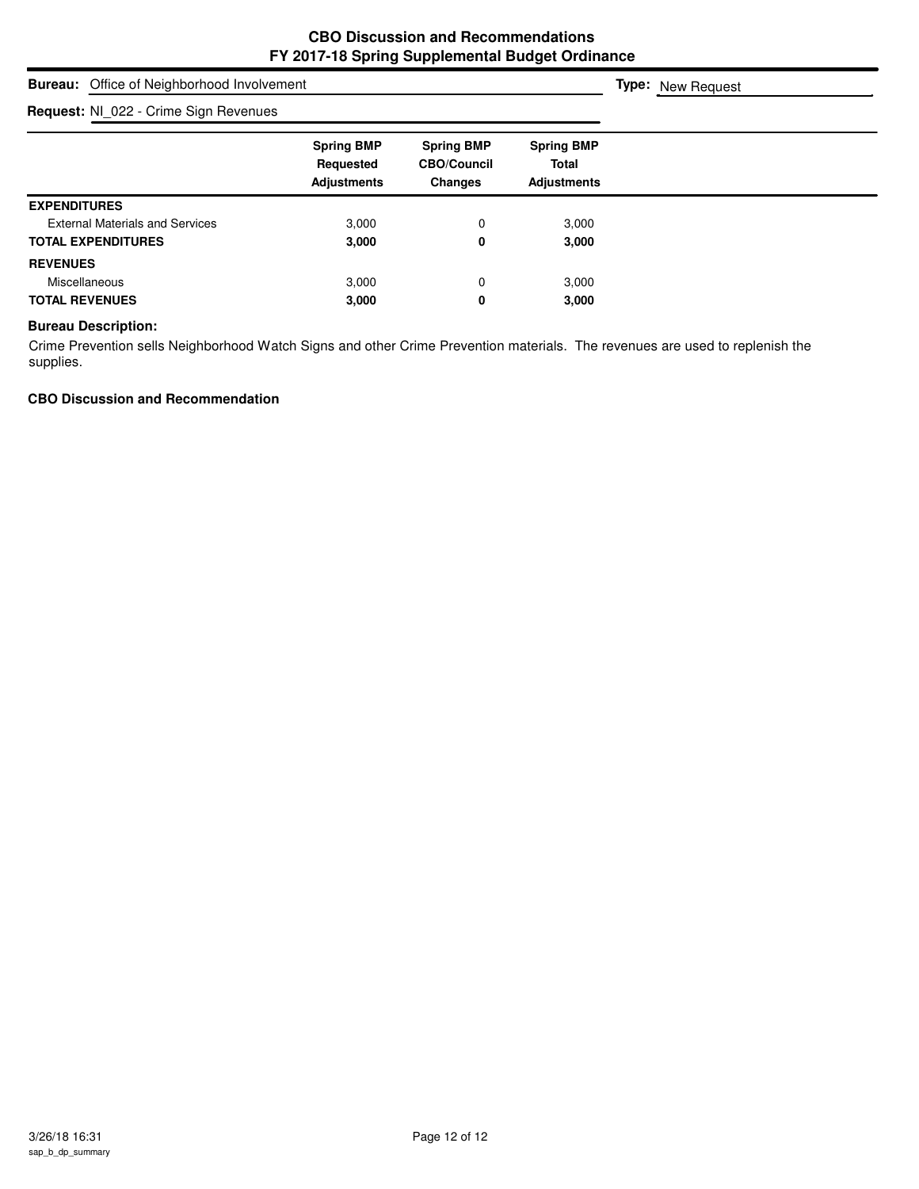**CBO Discussion and Recommendations**
**FY 2017-18 Spring Supplemental Budget Ordinance**

**Bureau:** Office of Neighborhood Involvement

**Type:** New Request

**Request:** NI_022 - Crime Sign Revenues

| | Spring BMP Requested Adjustments | Spring BMP CBO/Council Changes | Spring BMP Total Adjustments |
|---|---|---|---|
| **EXPENDITURES** | | | |
| External Materials and Services | 3,000 | 0 | 3,000 |
| **TOTAL EXPENDITURES** | **3,000** | **0** | **3,000** |
| **REVENUES** | | | |
| Miscellaneous | 3,000 | 0 | 3,000 |
| **TOTAL REVENUES** | **3,000** | **0** | **3,000** |

**Bureau Description:**

Crime Prevention sells Neighborhood Watch Signs and other Crime Prevention materials. The revenues are used to replenish the supplies.

**CBO Discussion and Recommendation**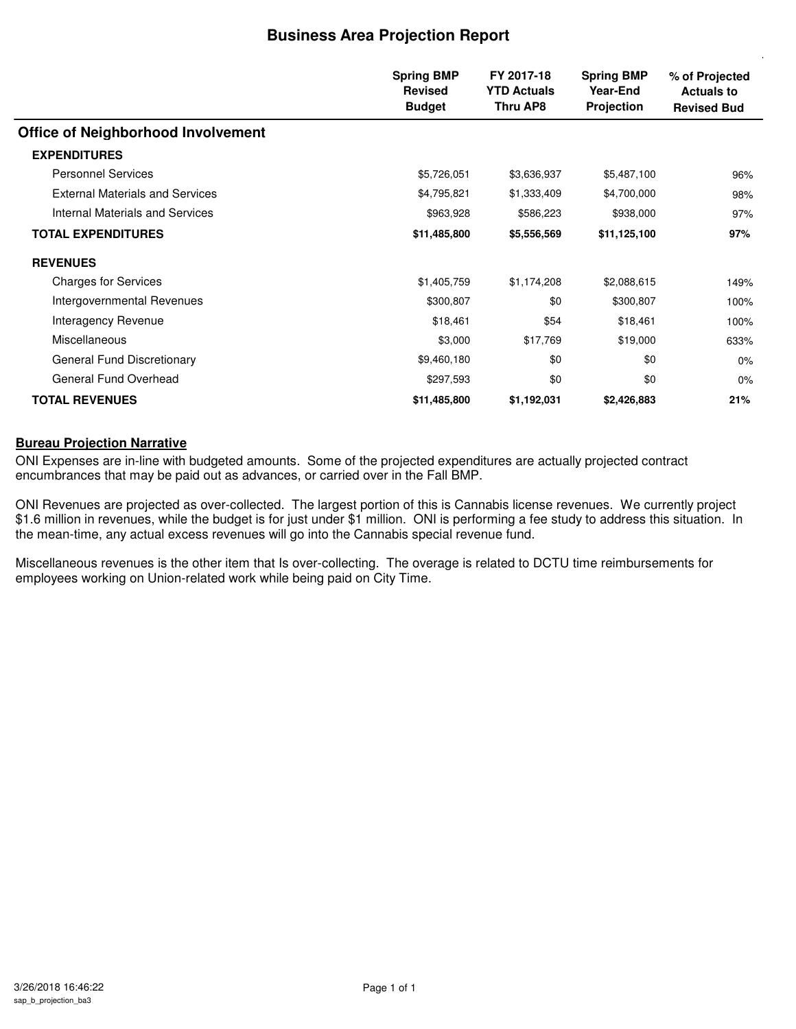# Business Area Projection Report

| | Spring BMP Revised Budget | FY 2017-18 YTD Actuals Thru AP8 | Spring BMP Year-End Projection | % of Projected Actuals to Revised Bud |
|---|---|---|---|---|
| **Office of Neighborhood Involvement** | | | | |
| **EXPENDITURES** | | | | |
| Personnel Services | $5,726,051 | $3,636,937 | $5,487,100 | 96% |
| External Materials and Services | $4,795,821 | $1,333,409 | $4,700,000 | 98% |
| Internal Materials and Services | $963,928 | $586,223 | $938,000 | 97% |
| **TOTAL EXPENDITURES** | **$11,485,800** | **$5,556,569** | **$11,125,100** | **97%** |
| **REVENUES** | | | | |
| Charges for Services | $1,405,759 | $1,174,208 | $2,088,615 | 149% |
| Intergovernmental Revenues | $300,807 | $0 | $300,807 | 100% |
| Interagency Revenue | $18,461 | $54 | $18,461 | 100% |
| Miscellaneous | $3,000 | $17,769 | $19,000 | 633% |
| General Fund Discretionary | $9,460,180 | $0 | $0 | 0% |
| General Fund Overhead | $297,593 | $0 | $0 | 0% |
| **TOTAL REVENUES** | **$11,485,800** | **$1,192,031** | **$2,426,883** | **21%** |

**Bureau Projection Narrative**

ONI Expenses are in-line with budgeted amounts. Some of the projected expenditures are actually projected contract encumbrances that may be paid out as advances, or carried over in the Fall BMP.

ONI Revenues are projected as over-collected. The largest portion of this is Cannabis license revenues. We currently project $1.6 million in revenues, while the budget is for just under $1 million. ONI is performing a fee study to address this situation. In the mean-time, any actual excess revenues will go into the Cannabis special revenue fund.

Miscellaneous revenues is the other item that Is over-collecting. The overage is related to DCTU time reimbursements for employees working on Union-related work while being paid on City Time.

3/26/2018 16:46:22
sap_b_projection_ba3